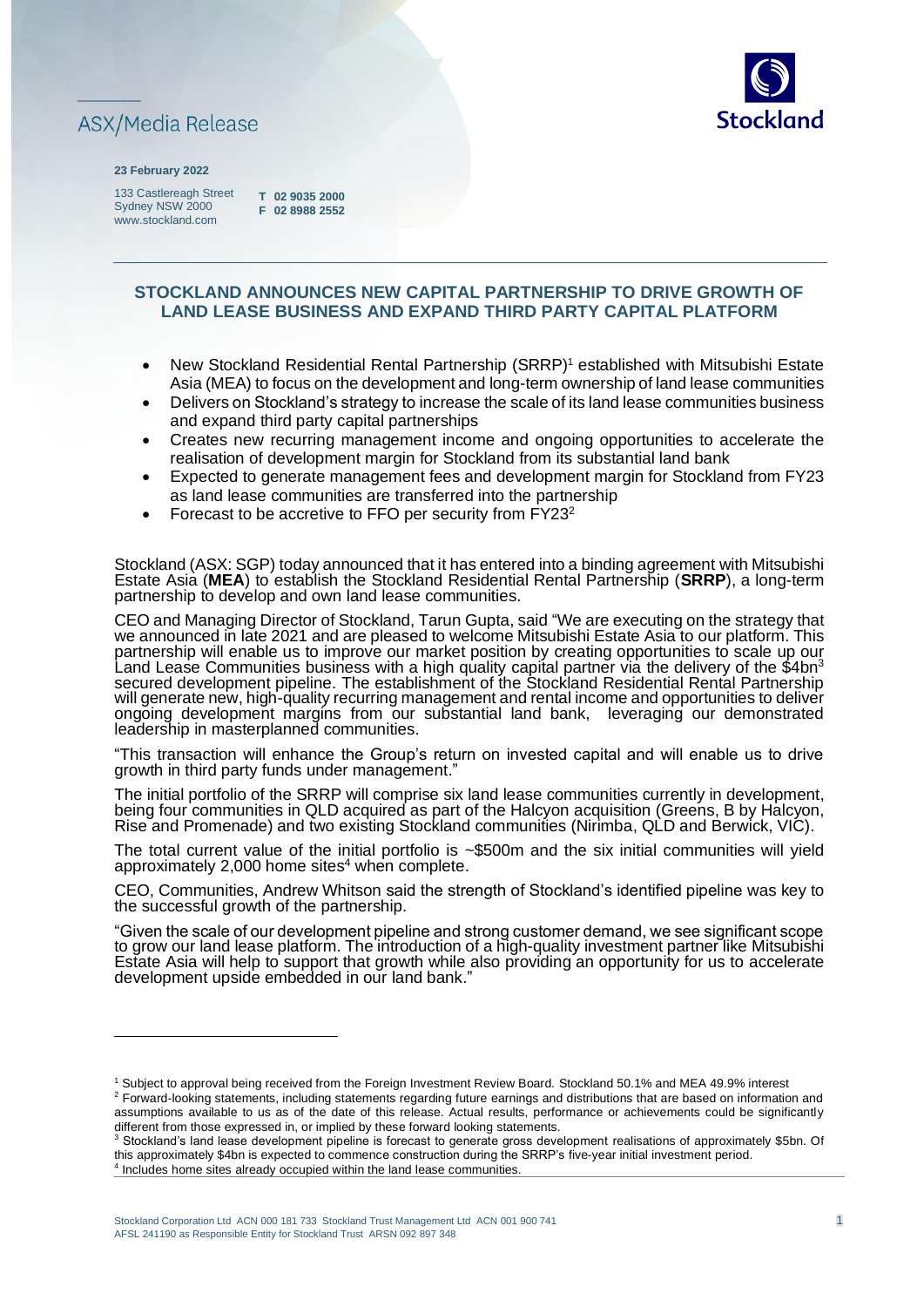ASX/Media Release

**23 February 2022**

133 Castlereagh Street
Sydney NSW 2000
www.stockland.com

**T 02 9035 2000**
**F 02 8988 2552**

## STOCKLAND ANNOUNCES NEW CAPITAL PARTNERSHIP TO DRIVE GROWTH OF LAND LEASE BUSINESS AND EXPAND THIRD PARTY CAPITAL PLATFORM

- New Stockland Residential Rental Partnership (SRRP)[1] established with Mitsubishi Estate Asia (MEA) to focus on the development and long-term ownership of land lease communities
- Delivers on Stockland's strategy to increase the scale of its land lease communities business and expand third party capital partnerships
- Creates new recurring management income and ongoing opportunities to accelerate the realisation of development margin for Stockland from its substantial land bank
- Expected to generate management fees and development margin for Stockland from FY23 as land lease communities are transferred into the partnership
- Forecast to be accretive to FFO per security from FY23[2]

Stockland (ASX: SGP) today announced that it has entered into a binding agreement with Mitsubishi Estate Asia (**MEA**) to establish the Stockland Residential Rental Partnership (**SRRP**), a long-term partnership to develop and own land lease communities.

CEO and Managing Director of Stockland, Tarun Gupta, said "We are executing on the strategy that we announced in late 2021 and are pleased to welcome Mitsubishi Estate Asia to our platform. This partnership will enable us to improve our market position by creating opportunities to scale up our Land Lease Communities business with a high quality capital partner via the delivery of the $4bn[3] secured development pipeline. The establishment of the Stockland Residential Rental Partnership will generate new, high-quality recurring management and rental income and opportunities to deliver ongoing development margins from our substantial land bank, leveraging our demonstrated leadership in masterplanned communities.

"This transaction will enhance the Group's return on invested capital and will enable us to drive growth in third party funds under management."

The initial portfolio of the SRRP will comprise six land lease communities currently in development, being four communities in QLD acquired as part of the Halcyon acquisition (Greens, B by Halcyon, Rise and Promenade) and two existing Stockland communities (Nirimba, QLD and Berwick, VIC).

The total current value of the initial portfolio is ~$500m and the six initial communities will yield approximately 2,000 home sites[4] when complete.

CEO, Communities, Andrew Whitson said the strength of Stockland's identified pipeline was key to the successful growth of the partnership.

"Given the scale of our development pipeline and strong customer demand, we see significant scope to grow our land lease platform. The introduction of a high-quality investment partner like Mitsubishi Estate Asia will help to support that growth while also providing an opportunity for us to accelerate development upside embedded in our land bank."

---

[1] Subject to approval being received from the Foreign Investment Review Board. Stockland 50.1% and MEA 49.9% interest

[2] Forward-looking statements, including statements regarding future earnings and distributions that are based on information and assumptions available to us as of the date of this release. Actual results, performance or achievements could be significantly different from those expressed in, or implied by these forward looking statements.

[3] Stockland's land lease development pipeline is forecast to generate gross development realisations of approximately $5bn. Of this approximately $4bn is expected to commence construction during the SRRP's five-year initial investment period.

[4] Includes home sites already occupied within the land lease communities.

Stockland Corporation Ltd ACN 000 181 733 Stockland Trust Management Ltd ACN 001 900 741
AFSL 241190 as Responsible Entity for Stockland Trust ARSN 092 897 348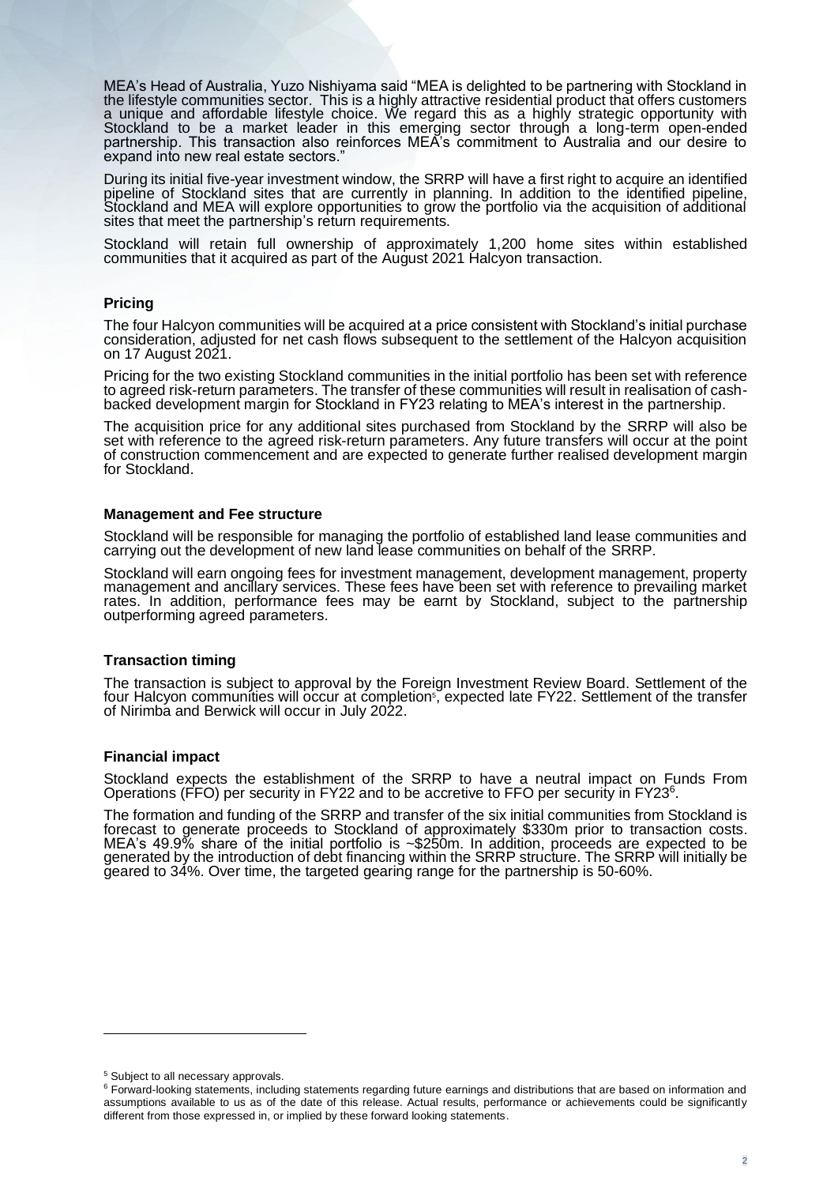MEA's Head of Australia, Yuzo Nishiyama said "MEA is delighted to be partnering with Stockland in the lifestyle communities sector. This is a highly attractive residential product that offers customers a unique and affordable lifestyle choice. We regard this as a highly strategic opportunity with Stockland to be a market leader in this emerging sector through a long-term open-ended partnership. This transaction also reinforces MEA's commitment to Australia and our desire to expand into new real estate sectors."

During its initial five-year investment window, the SRRP will have a first right to acquire an identified pipeline of Stockland sites that are currently in planning. In addition to the identified pipeline, Stockland and MEA will explore opportunities to grow the portfolio via the acquisition of additional sites that meet the partnership's return requirements.

Stockland will retain full ownership of approximately 1,200 home sites within established communities that it acquired as part of the August 2021 Halcyon transaction.

### Pricing

The four Halcyon communities will be acquired at a price consistent with Stockland's initial purchase consideration, adjusted for net cash flows subsequent to the settlement of the Halcyon acquisition on 17 August 2021.

Pricing for the two existing Stockland communities in the initial portfolio has been set with reference to agreed risk-return parameters. The transfer of these communities will result in realisation of cash-backed development margin for Stockland in FY23 relating to MEA's interest in the partnership.

The acquisition price for any additional sites purchased from Stockland by the SRRP will also be set with reference to the agreed risk-return parameters. Any future transfers will occur at the point of construction commencement and are expected to generate further realised development margin for Stockland.

### Management and Fee structure

Stockland will be responsible for managing the portfolio of established land lease communities and carrying out the development of new land lease communities on behalf of the SRRP.

Stockland will earn ongoing fees for investment management, development management, property management and ancillary services. These fees have been set with reference to prevailing market rates. In addition, performance fees may be earnt by Stockland, subject to the partnership outperforming agreed parameters.

### Transaction timing

The transaction is subject to approval by the Foreign Investment Review Board. Settlement of the four Halcyon communities will occur at completion[5], expected late FY22. Settlement of the transfer of Nirimba and Berwick will occur in July 2022.

### Financial impact

Stockland expects the establishment of the SRRP to have a neutral impact on Funds From Operations (FFO) per security in FY22 and to be accretive to FFO per security in FY23[6].

The formation and funding of the SRRP and transfer of the six initial communities from Stockland is forecast to generate proceeds to Stockland of approximately $330m prior to transaction costs. MEA's 49.9% share of the initial portfolio is ~$250m. In addition, proceeds are expected to be generated by the introduction of debt financing within the SRRP structure. The SRRP will initially be geared to 34%. Over time, the targeted gearing range for the partnership is 50-60%.

---

[5] Subject to all necessary approvals.

[6] Forward-looking statements, including statements regarding future earnings and distributions that are based on information and assumptions available to us as of the date of this release. Actual results, performance or achievements could be significantly different from those expressed in, or implied by these forward looking statements.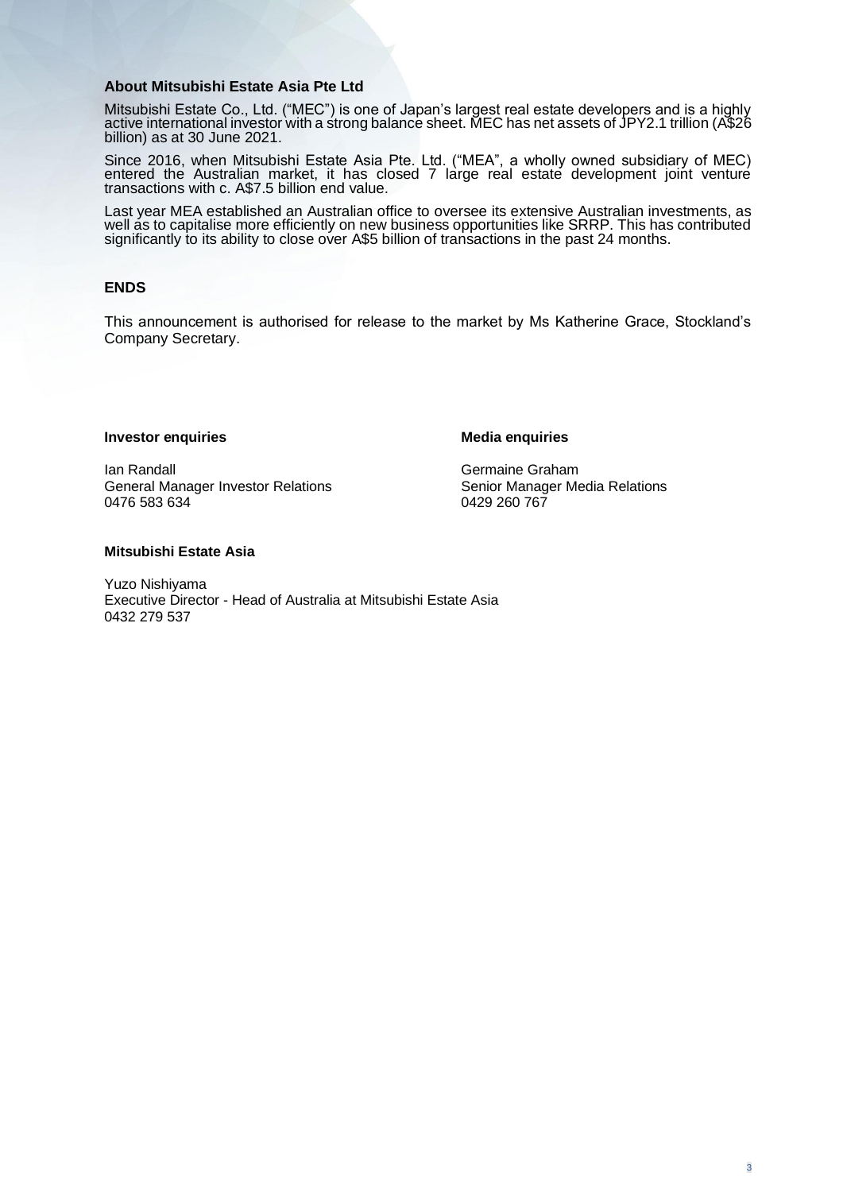**About Mitsubishi Estate Asia Pte Ltd**

Mitsubishi Estate Co., Ltd. ("MEC") is one of Japan's largest real estate developers and is a highly active international investor with a strong balance sheet. MEC has net assets of JPY2.1 trillion (A$26 billion) as at 30 June 2021.

Since 2016, when Mitsubishi Estate Asia Pte. Ltd. ("MEA", a wholly owned subsidiary of MEC) entered the Australian market, it has closed 7 large real estate development joint venture transactions with c. A$7.5 billion end value.

Last year MEA established an Australian office to oversee its extensive Australian investments, as well as to capitalise more efficiently on new business opportunities like SRRP. This has contributed significantly to its ability to close over A$5 billion of transactions in the past 24 months.

**ENDS**

This announcement is authorised for release to the market by Ms Katherine Grace, Stockland's Company Secretary.

**Investor enquiries**

Ian Randall
General Manager Investor Relations
0476 583 634

**Media enquiries**

Germaine Graham
Senior Manager Media Relations
0429 260 767

**Mitsubishi Estate Asia**

Yuzo Nishiyama
Executive Director - Head of Australia at Mitsubishi Estate Asia
0432 279 537